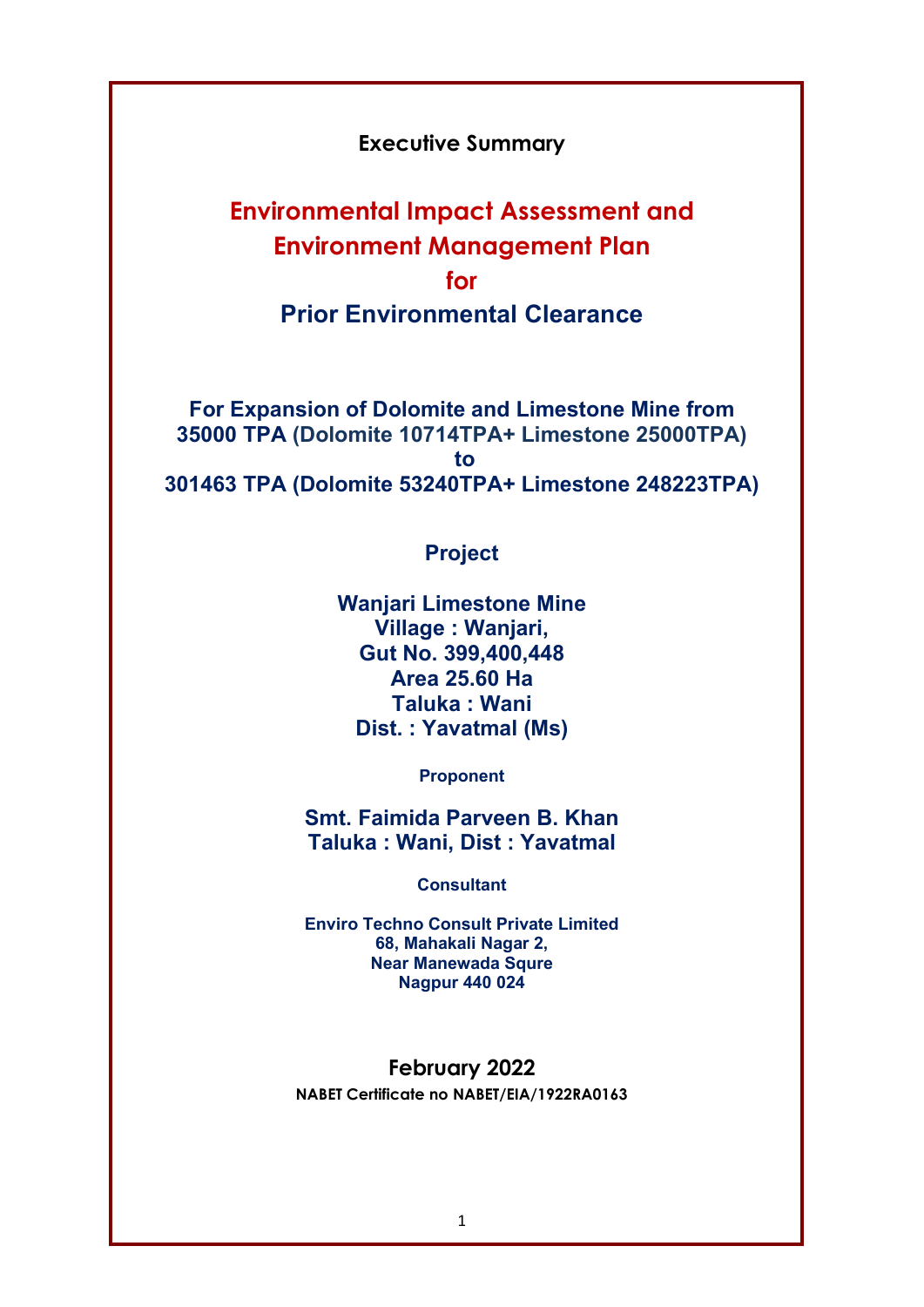**Executive Summary**

# Environmental Impact Assessment and Environment Management Plan for Prior Environmental Clearance

## For Expansion of Dolomite and Limestone Mine from 35000 TPA (Dolomite 10714TPA+ Limestone 25000TPA) to 301463 TPA (Dolomite 53240TPA+ Limestone 248223TPA)

**Project**

**Wanjari Limestone Mine**
**Village : Wanjari,**
**Gut No. 399,400,448**
**Area 25.60 Ha**
**Taluka : Wani**
**Dist. : Yavatmal (Ms)**

**Proponent**

**Smt. Faimida Parveen B. Khan**
**Taluka : Wani, Dist : Yavatmal**

**Consultant**

**Enviro Techno Consult Private Limited**
**68, Mahakali Nagar 2,**
**Near Manewada Squre**
**Nagpur 440 024**

**February 2022**

**NABET Certificate no NABET/EIA/1922RA0163**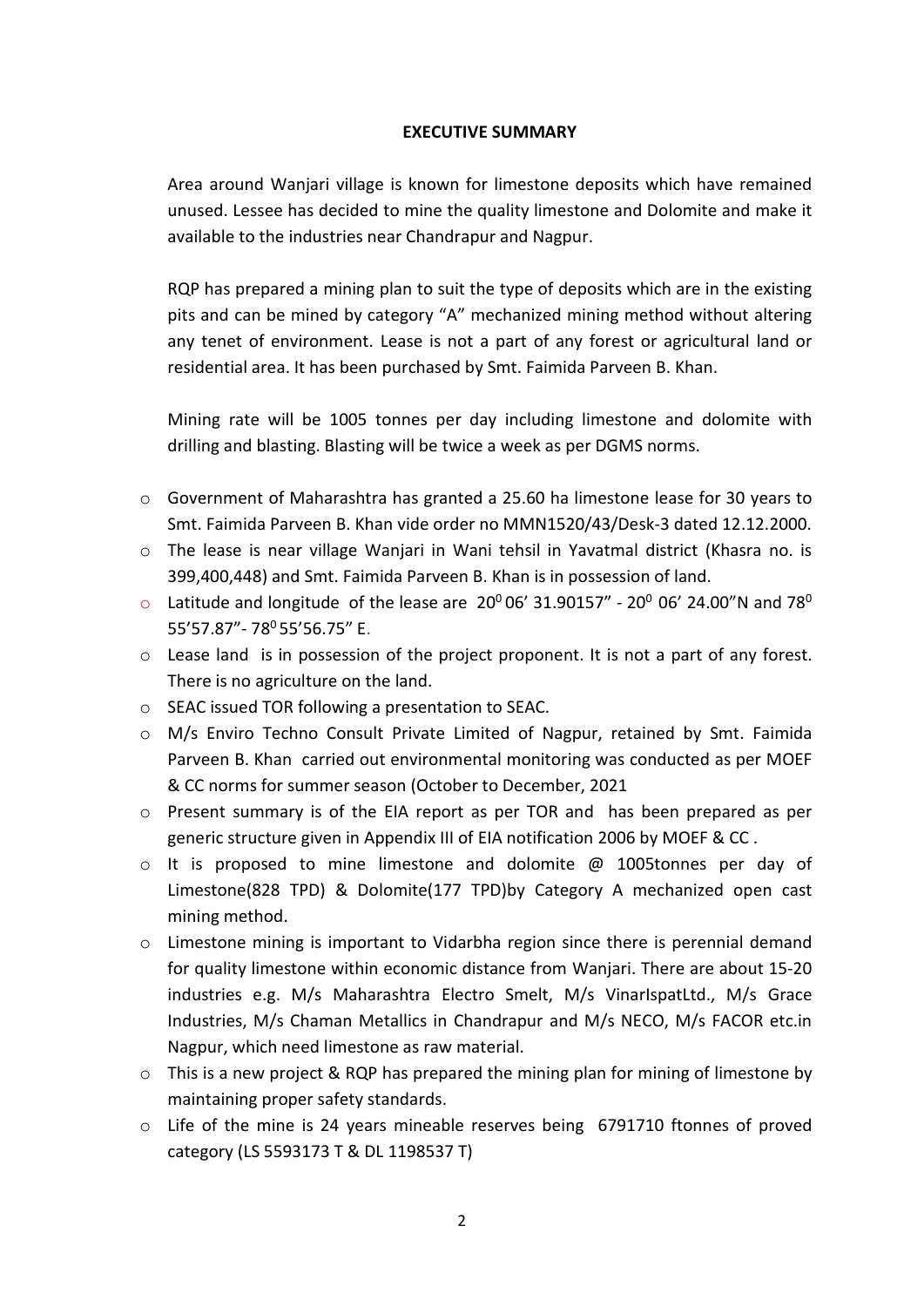## EXECUTIVE SUMMARY

Area around Wanjari village is known for limestone deposits which have remained unused. Lessee has decided to mine the quality limestone and Dolomite and make it available to the industries near Chandrapur and Nagpur.

RQP has prepared a mining plan to suit the type of deposits which are in the existing pits and can be mined by category "A" mechanized mining method without altering any tenet of environment. Lease is not a part of any forest or agricultural land or residential area. It has been purchased by Smt. Faimida Parveen B. Khan.

Mining rate will be 1005 tonnes per day including limestone and dolomite with drilling and blasting. Blasting will be twice a week as per DGMS norms.

- Government of Maharashtra has granted a 25.60 ha limestone lease for 30 years to Smt. Faimida Parveen B. Khan vide order no MMN1520/43/Desk-3 dated 12.12.2000.
- The lease is near village Wanjari in Wani tehsil in Yavatmal district (Khasra no. is 399,400,448) and Smt. Faimida Parveen B. Khan is in possession of land.
- Latitude and longitude of the lease are $20^0$ 06' 31.90157" - $20^0$ 06' 24.00"N and $78^0$ 55'57.87"- $78^0$ 55'56.75" E.
- Lease land is in possession of the project proponent. It is not a part of any forest. There is no agriculture on the land.
- SEAC issued TOR following a presentation to SEAC.
- M/s Enviro Techno Consult Private Limited of Nagpur, retained by Smt. Faimida Parveen B. Khan carried out environmental monitoring was conducted as per MOEF & CC norms for summer season (October to December, 2021
- Present summary is of the EIA report as per TOR and has been prepared as per generic structure given in Appendix III of EIA notification 2006 by MOEF & CC .
- It is proposed to mine limestone and dolomite @ 1005tonnes per day of Limestone(828 TPD) & Dolomite(177 TPD)by Category A mechanized open cast mining method.
- Limestone mining is important to Vidarbha region since there is perennial demand for quality limestone within economic distance from Wanjari. There are about 15-20 industries e.g. M/s Maharashtra Electro Smelt, M/s VinarIspatLtd., M/s Grace Industries, M/s Chaman Metallics in Chandrapur and M/s NECO, M/s FACOR etc.in Nagpur, which need limestone as raw material.
- This is a new project & RQP has prepared the mining plan for mining of limestone by maintaining proper safety standards.
- Life of the mine is 24 years mineable reserves being 6791710 ftonnes of proved category (LS 5593173 T & DL 1198537 T)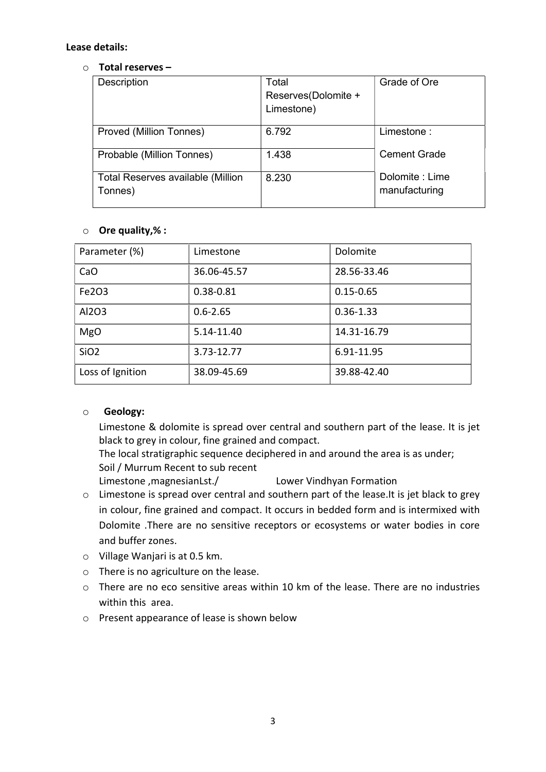**Lease details:**

- **Total reserves –**

| Description | Total Reserves(Dolomite + Limestone) | Grade of Ore |
|---|---|---|
| Proved (Million Tonnes) | 6.792 | Limestone : |
| Probable (Million Tonnes) | 1.438 | Cement Grade |
| Total Reserves available (Million Tonnes) | 8.230 | Dolomite : Lime manufacturing |

- **Ore quality,% :**

| Parameter (%) | Limestone | Dolomite |
|---|---|---|
| CaO | 36.06-45.57 | 28.56-33.46 |
| $Fe_2O_3$ | 0.38-0.81 | 0.15-0.65 |
| $Al_2O_3$ | 0.6-2.65 | 0.36-1.33 |
| MgO | 5.14-11.40 | 14.31-16.79 |
| $SiO_2$ | 3.73-12.77 | 6.91-11.95 |
| Loss of Ignition | 38.09-45.69 | 39.88-42.40 |

- **Geology:**

  Limestone & dolomite is spread over central and southern part of the lease. It is jet black to grey in colour, fine grained and compact.

  The local stratigraphic sequence deciphered in and around the area is as under;

  Soil / Murrum Recent to sub recent

  Limestone ,magnesianLst./ Lower Vindhyan Formation

- Limestone is spread over central and southern part of the lease.It is jet black to grey in colour, fine grained and compact. It occurs in bedded form and is intermixed with Dolomite .There are no sensitive receptors or ecosystems or water bodies in core and buffer zones.
- Village Wanjari is at 0.5 km.
- There is no agriculture on the lease.
- There are no eco sensitive areas within 10 km of the lease. There are no industries within this area.
- Present appearance of lease is shown below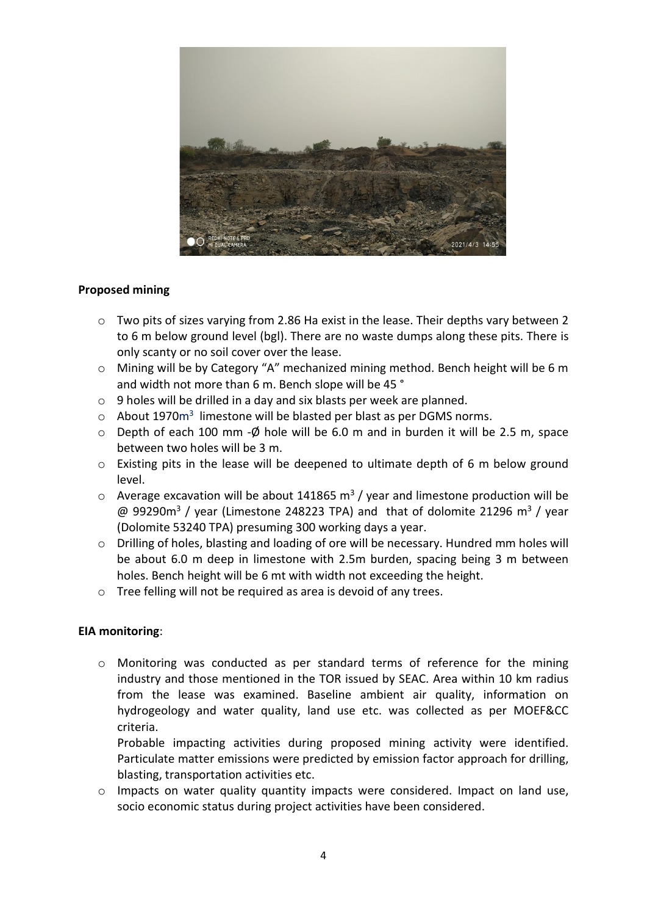**Proposed mining**

- Two pits of sizes varying from 2.86 Ha exist in the lease. Their depths vary between 2 to 6 m below ground level (bgl). There are no waste dumps along these pits. There is only scanty or no soil cover over the lease.
- Mining will be by Category "A" mechanized mining method. Bench height will be 6 m and width not more than 6 m. Bench slope will be 45 °
- 9 holes will be drilled in a day and six blasts per week are planned.
- About 1970$m^3$ limestone will be blasted per blast as per DGMS norms.
- Depth of each 100 mm -Ø hole will be 6.0 m and in burden it will be 2.5 m, space between two holes will be 3 m.
- Existing pits in the lease will be deepened to ultimate depth of 6 m below ground level.
- Average excavation will be about 141865 $m^3$ / year and limestone production will be @ 99290$m^3$ / year (Limestone 248223 TPA) and that of dolomite 21296 $m^3$ / year (Dolomite 53240 TPA) presuming 300 working days a year.
- Drilling of holes, blasting and loading of ore will be necessary. Hundred mm holes will be about 6.0 m deep in limestone with 2.5m burden, spacing being 3 m between holes. Bench height will be 6 mt with width not exceeding the height.
- Tree felling will not be required as area is devoid of any trees.

**EIA monitoring**:

- Monitoring was conducted as per standard terms of reference for the mining industry and those mentioned in the TOR issued by SEAC. Area within 10 km radius from the lease was examined. Baseline ambient air quality, information on hydrogeology and water quality, land use etc. was collected as per MOEF&CC criteria.

  Probable impacting activities during proposed mining activity were identified. Particulate matter emissions were predicted by emission factor approach for drilling, blasting, transportation activities etc.
- Impacts on water quality quantity impacts were considered. Impact on land use, socio economic status during project activities have been considered.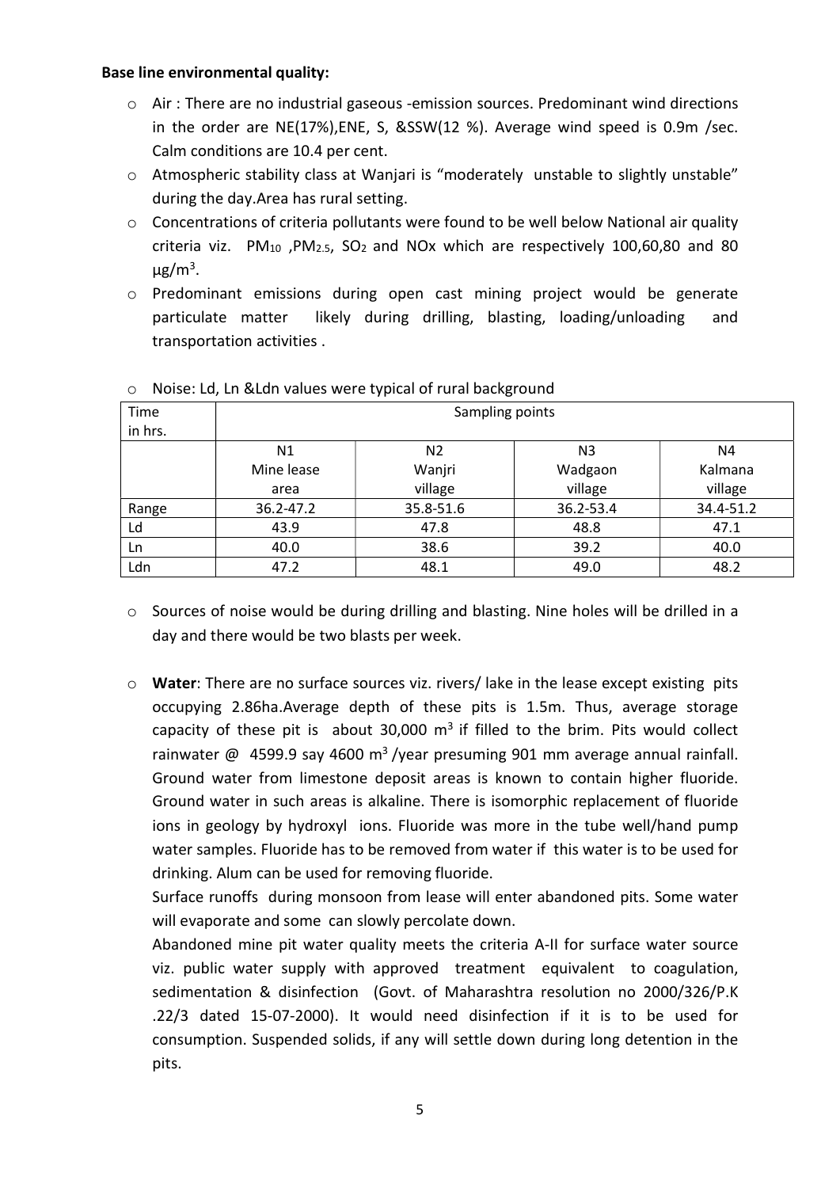**Base line environmental quality:**

- Air : There are no industrial gaseous -emission sources. Predominant wind directions in the order are NE(17%),ENE, S, &SSW(12 %). Average wind speed is 0.9m /sec. Calm conditions are 10.4 per cent.
- Atmospheric stability class at Wanjari is "moderately unstable to slightly unstable" during the day.Area has rural setting.
- Concentrations of criteria pollutants were found to be well below National air quality criteria viz. $PM_{10}$ ,$PM_{2.5}$, $SO_2$ and NOx which are respectively 100,60,80 and 80 $\mu g/m^3$.
- Predominant emissions during open cast mining project would be generate particulate matter likely during drilling, blasting, loading/unloading and transportation activities .
- Noise: Ld, Ln &Ldn values were typical of rural background

| Time in hrs. | Sampling points | | | |
|---|---|---|---|---|
| | N1 Mine lease area | N2 Wanjri village | N3 Wadgaon village | N4 Kalmana village |
| Range | 36.2-47.2 | 35.8-51.6 | 36.2-53.4 | 34.4-51.2 |
| Ld | 43.9 | 47.8 | 48.8 | 47.1 |
| Ln | 40.0 | 38.6 | 39.2 | 40.0 |
| Ldn | 47.2 | 48.1 | 49.0 | 48.2 |

- Sources of noise would be during drilling and blasting. Nine holes will be drilled in a day and there would be two blasts per week.

- **Water**: There are no surface sources viz. rivers/ lake in the lease except existing pits occupying 2.86ha.Average depth of these pits is 1.5m. Thus, average storage capacity of these pit is about 30,000 $m^3$ if filled to the brim. Pits would collect rainwater @ 4599.9 say 4600 $m^3$ /year presuming 901 mm average annual rainfall. Ground water from limestone deposit areas is known to contain higher fluoride. Ground water in such areas is alkaline. There is isomorphic replacement of fluoride ions in geology by hydroxyl ions. Fluoride was more in the tube well/hand pump water samples. Fluoride has to be removed from water if this water is to be used for drinking. Alum can be used for removing fluoride.

  Surface runoffs during monsoon from lease will enter abandoned pits. Some water will evaporate and some can slowly percolate down.

  Abandoned mine pit water quality meets the criteria A-II for surface water source viz. public water supply with approved treatment equivalent to coagulation, sedimentation & disinfection (Govt. of Maharashtra resolution no 2000/326/P.K .22/3 dated 15-07-2000). It would need disinfection if it is to be used for consumption. Suspended solids, if any will settle down during long detention in the pits.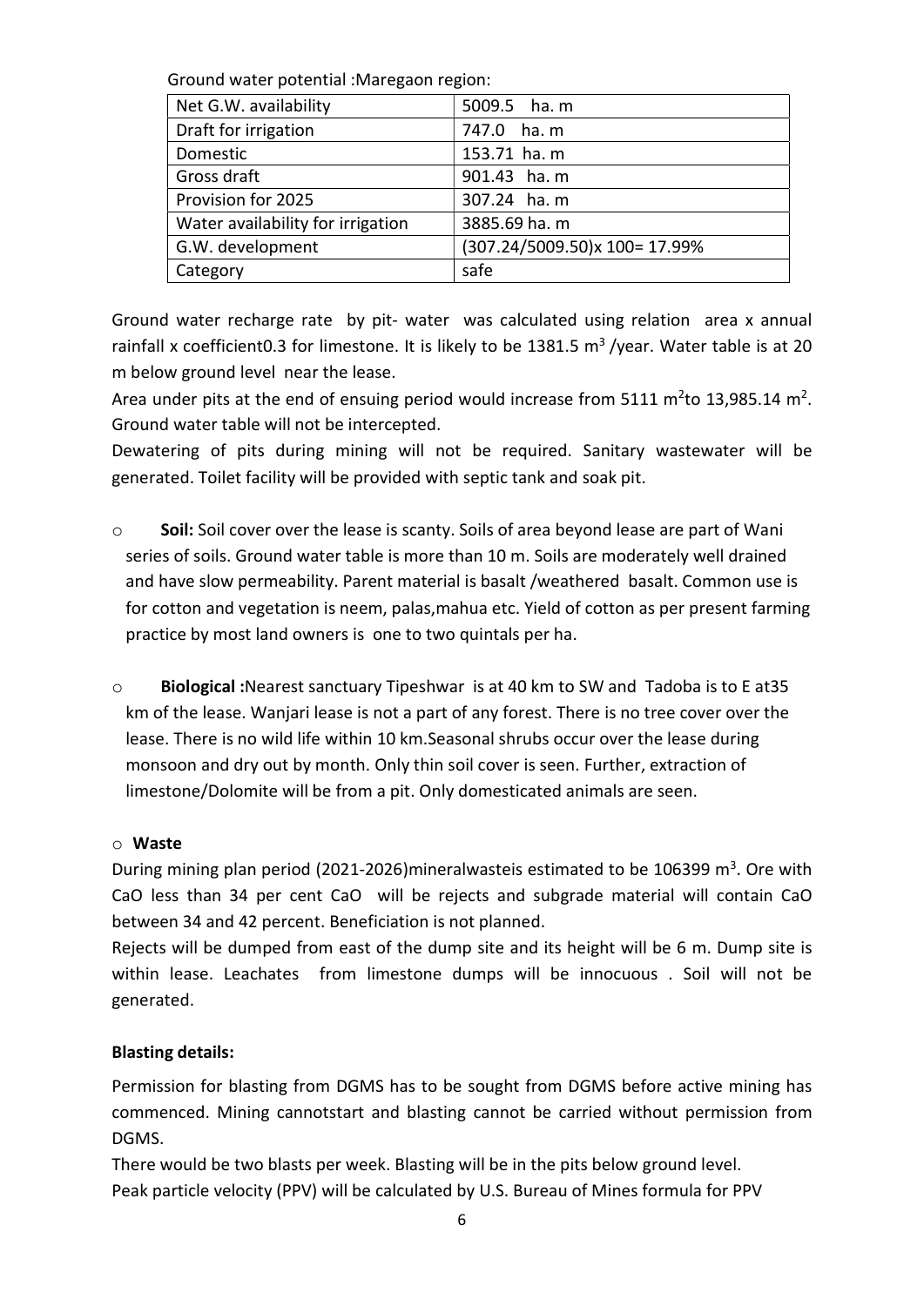Ground water potential :Maregaon region:

| Net G.W. availability | 5009.5 ha. m |
|---|---|
| Draft for irrigation | 747.0 ha. m |
| Domestic | 153.71 ha. m |
| Gross draft | 901.43 ha. m |
| Provision for 2025 | 307.24 ha. m |
| Water availability for irrigation | 3885.69 ha. m |
| G.W. development | (307.24/5009.50)x 100= 17.99% |
| Category | safe |

Ground water recharge rate by pit- water was calculated using relation area x annual rainfall x coefficient0.3 for limestone. It is likely to be 1381.5 $m^3$ /year. Water table is at 20 m below ground level near the lease.

Area under pits at the end of ensuing period would increase from 5111 $m^2$to 13,985.14 $m^2$. Ground water table will not be intercepted.

Dewatering of pits during mining will not be required. Sanitary wastewater will be generated. Toilet facility will be provided with septic tank and soak pit.

- **Soil:** Soil cover over the lease is scanty. Soils of area beyond lease are part of Wani series of soils. Ground water table is more than 10 m. Soils are moderately well drained and have slow permeability. Parent material is basalt /weathered basalt. Common use is for cotton and vegetation is neem, palas,mahua etc. Yield of cotton as per present farming practice by most land owners is one to two quintals per ha.

- **Biological :**Nearest sanctuary Tipeshwar is at 40 km to SW and Tadoba is to E at35 km of the lease. Wanjari lease is not a part of any forest. There is no tree cover over the lease. There is no wild life within 10 km.Seasonal shrubs occur over the lease during monsoon and dry out by month. Only thin soil cover is seen. Further, extraction of limestone/Dolomite will be from a pit. Only domesticated animals are seen.

- **Waste**

During mining plan period (2021-2026)mineralwasteis estimated to be 106399 $m^3$. Ore with CaO less than 34 per cent CaO will be rejects and subgrade material will contain CaO between 34 and 42 percent. Beneficiation is not planned.

Rejects will be dumped from east of the dump site and its height will be 6 m. Dump site is within lease. Leachates from limestone dumps will be innocuous . Soil will not be generated.

**Blasting details:**

Permission for blasting from DGMS has to be sought from DGMS before active mining has commenced. Mining cannotstart and blasting cannot be carried without permission from DGMS.

There would be two blasts per week. Blasting will be in the pits below ground level.

Peak particle velocity (PPV) will be calculated by U.S. Bureau of Mines formula for PPV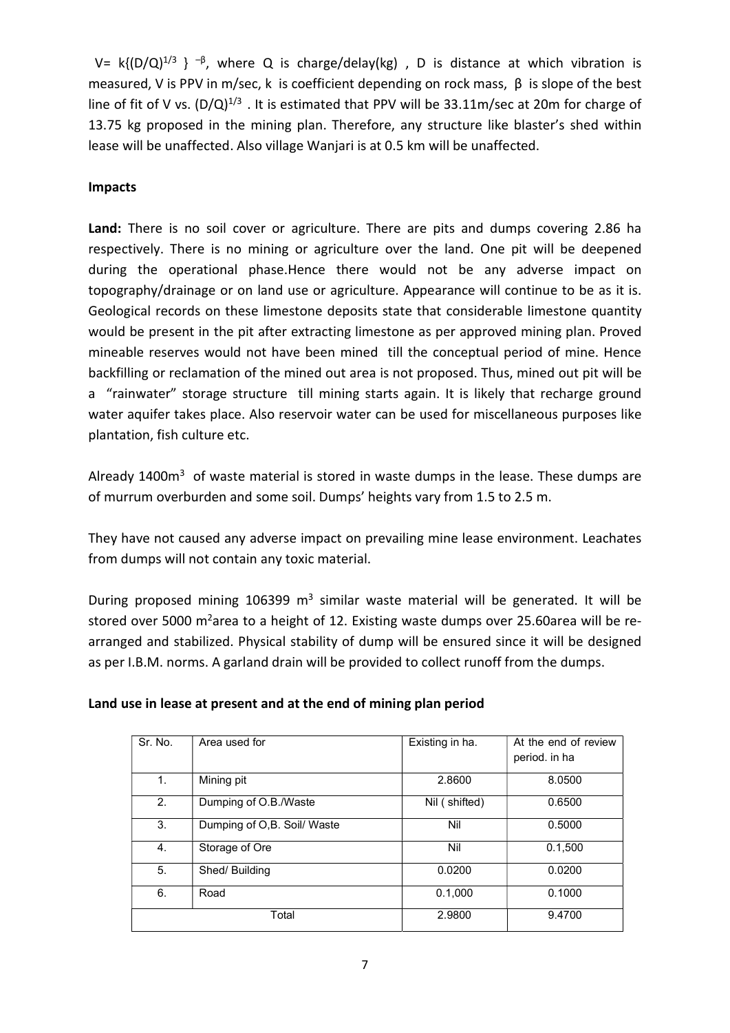$V = k\{(D/Q)^{1/3}\}^{-\beta}$, where Q is charge/delay(kg) , D is distance at which vibration is measured, V is PPV in m/sec, k is coefficient depending on rock mass, β is slope of the best line of fit of V vs. $(D/Q)^{1/3}$ . It is estimated that PPV will be 33.11m/sec at 20m for charge of 13.75 kg proposed in the mining plan. Therefore, any structure like blaster's shed within lease will be unaffected. Also village Wanjari is at 0.5 km will be unaffected.

**Impacts**

**Land:** There is no soil cover or agriculture. There are pits and dumps covering 2.86 ha respectively. There is no mining or agriculture over the land. One pit will be deepened during the operational phase.Hence there would not be any adverse impact on topography/drainage or on land use or agriculture. Appearance will continue to be as it is. Geological records on these limestone deposits state that considerable limestone quantity would be present in the pit after extracting limestone as per approved mining plan. Proved mineable reserves would not have been mined till the conceptual period of mine. Hence backfilling or reclamation of the mined out area is not proposed. Thus, mined out pit will be a "rainwater" storage structure till mining starts again. It is likely that recharge ground water aquifer takes place. Also reservoir water can be used for miscellaneous purposes like plantation, fish culture etc.

Already 1400$m^3$ of waste material is stored in waste dumps in the lease. These dumps are of murrum overburden and some soil. Dumps' heights vary from 1.5 to 2.5 m.

They have not caused any adverse impact on prevailing mine lease environment. Leachates from dumps will not contain any toxic material.

During proposed mining 106399 $m^3$ similar waste material will be generated. It will be stored over 5000 $m^2$area to a height of 12. Existing waste dumps over 25.60area will be re-arranged and stabilized. Physical stability of dump will be ensured since it will be designed as per I.B.M. norms. A garland drain will be provided to collect runoff from the dumps.

**Land use in lease at present and at the end of mining plan period**

| Sr. No. | Area used for | Existing in ha. | At the end of review period. in ha |
|---|---|---|---|
| 1. | Mining pit | 2.8600 | 8.0500 |
| 2. | Dumping of O.B./Waste | Nil ( shifted) | 0.6500 |
| 3. | Dumping of O,B. Soil/ Waste | Nil | 0.5000 |
| 4. | Storage of Ore | Nil | 0.1,500 |
| 5. | Shed/ Building | 0.0200 | 0.0200 |
| 6. | Road | 0.1,000 | 0.1000 |
| Total | | 2.9800 | 9.4700 |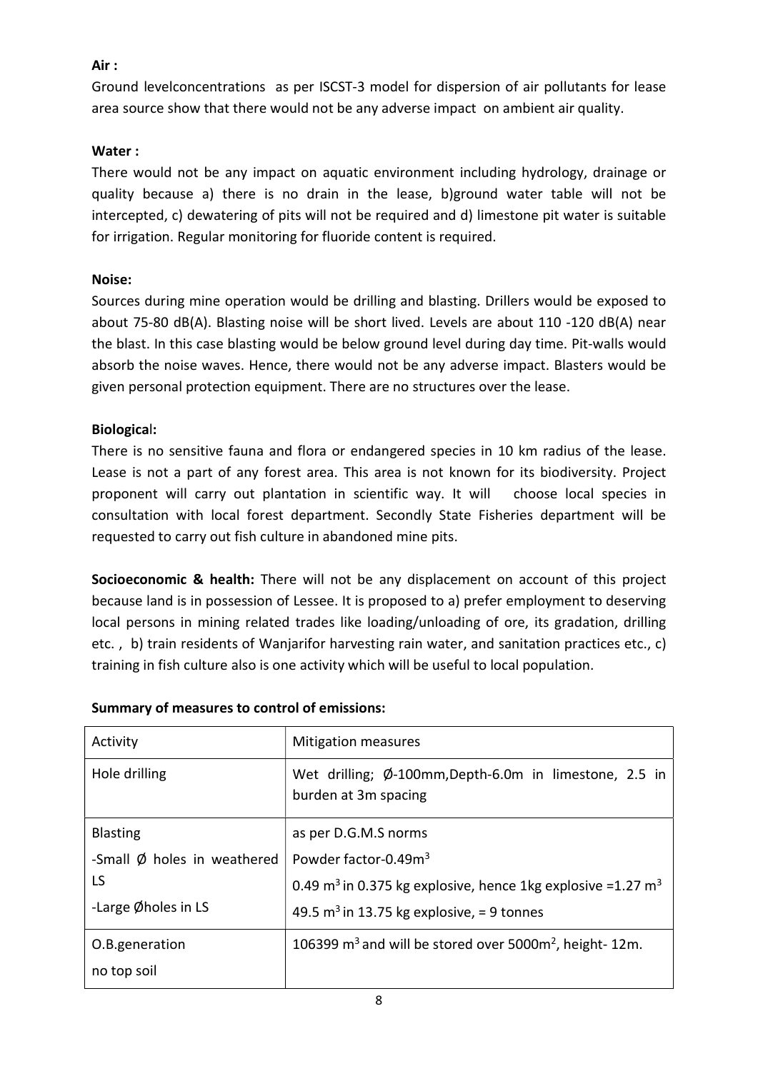**Air :**

Ground levelconcentrations as per ISCST-3 model for dispersion of air pollutants for lease area source show that there would not be any adverse impact on ambient air quality.

**Water :**

There would not be any impact on aquatic environment including hydrology, drainage or quality because a) there is no drain in the lease, b)ground water table will not be intercepted, c) dewatering of pits will not be required and d) limestone pit water is suitable for irrigation. Regular monitoring for fluoride content is required.

**Noise:**

Sources during mine operation would be drilling and blasting. Drillers would be exposed to about 75-80 dB(A). Blasting noise will be short lived. Levels are about 110 -120 dB(A) near the blast. In this case blasting would be below ground level during day time. Pit-walls would absorb the noise waves. Hence, there would not be any adverse impact. Blasters would be given personal protection equipment. There are no structures over the lease.

**Biological:**

There is no sensitive fauna and flora or endangered species in 10 km radius of the lease. Lease is not a part of any forest area. This area is not known for its biodiversity. Project proponent will carry out plantation in scientific way. It will choose local species in consultation with local forest department. Secondly State Fisheries department will be requested to carry out fish culture in abandoned mine pits.

**Socioeconomic & health:** There will not be any displacement on account of this project because land is in possession of Lessee. It is proposed to a) prefer employment to deserving local persons in mining related trades like loading/unloading of ore, its gradation, drilling etc. , b) train residents of Wanjarifor harvesting rain water, and sanitation practices etc., c) training in fish culture also is one activity which will be useful to local population.

**Summary of measures to control of emissions:**

| Activity | Mitigation measures |
|---|---|
| Hole drilling | Wet drilling; Ø-100mm,Depth-6.0m in limestone, 2.5 in burden at 3m spacing |
| Blasting<br>-Small Ø holes in weathered LS<br>-Large Øholes in LS | as per D.G.M.S norms<br>Powder factor-0.49$m^3$<br>0.49 $m^3$ in 0.375 kg explosive, hence 1kg explosive =1.27 $m^3$<br>49.5 $m^3$ in 13.75 kg explosive, = 9 tonnes |
| O.B.generation<br>no top soil | 106399 $m^3$ and will be stored over 5000$m^2$, height- 12m. |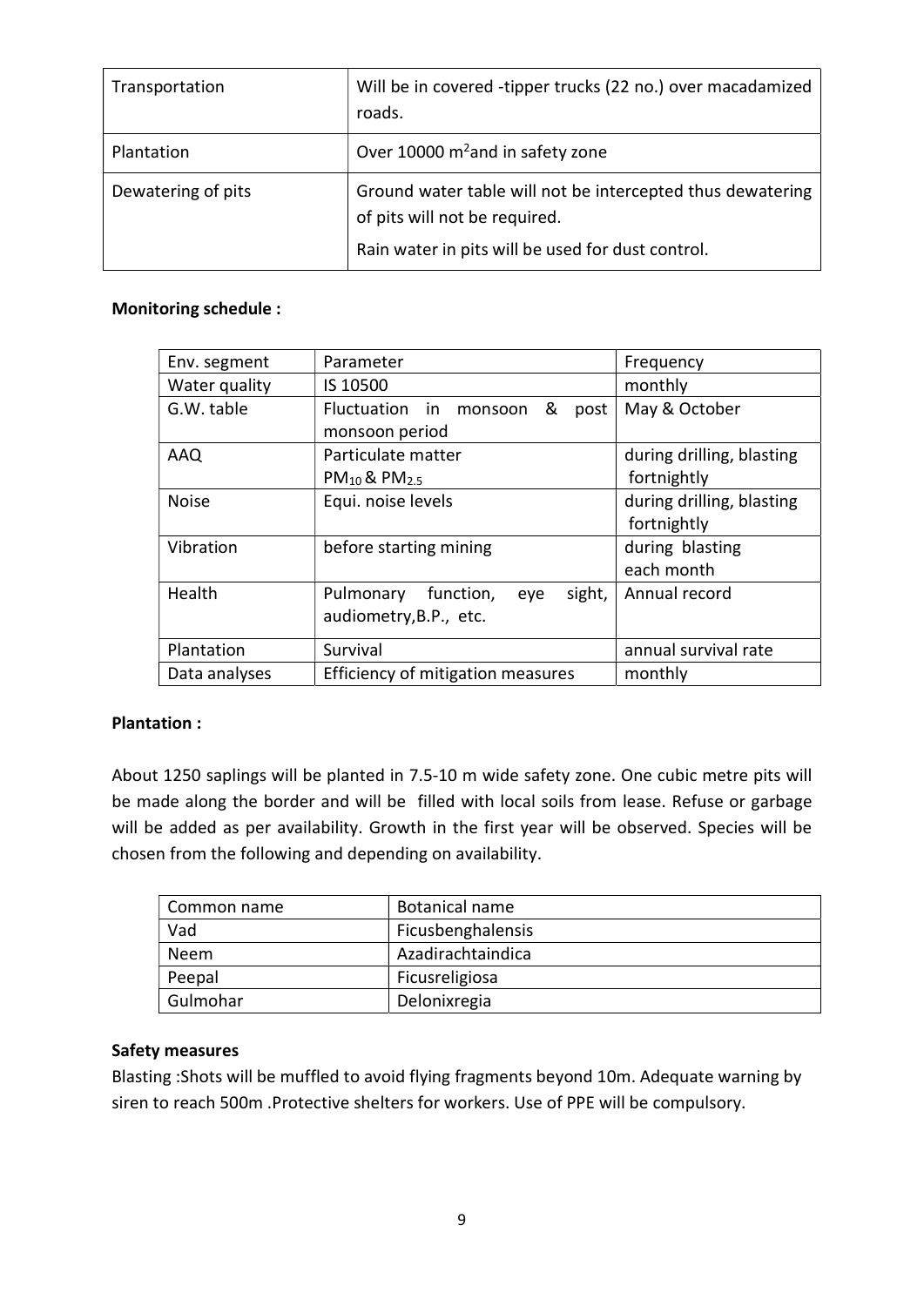| Transportation | Will be in covered -tipper trucks (22 no.) over macadamized roads. |
|---|---|
| Plantation | Over 10000 $m^2$and in safety zone |
| Dewatering of pits | Ground water table will not be intercepted thus dewatering of pits will not be required.<br>Rain water in pits will be used for dust control. |

**Monitoring schedule :**

| Env. segment | Parameter | Frequency |
|---|---|---|
| Water quality | IS 10500 | monthly |
| G.W. table | Fluctuation in monsoon & post monsoon period | May & October |
| AAQ | Particulate matter $PM_{10}$ & $PM_{2.5}$ | during drilling, blasting fortnightly |
| Noise | Equi. noise levels | during drilling, blasting fortnightly |
| Vibration | before starting mining | during blasting each month |
| Health | Pulmonary function, eye sight, audiometry,B.P., etc. | Annual record |
| Plantation | Survival | annual survival rate |
| Data analyses | Efficiency of mitigation measures | monthly |

**Plantation :**

About 1250 saplings will be planted in 7.5-10 m wide safety zone. One cubic metre pits will be made along the border and will be filled with local soils from lease. Refuse or garbage will be added as per availability. Growth in the first year will be observed. Species will be chosen from the following and depending on availability.

| Common name | Botanical name |
|---|---|
| Vad | Ficusbenghalensis |
| Neem | Azadirachtaindica |
| Peepal | Ficusreligiosa |
| Gulmohar | Delonixregia |

**Safety measures**

Blasting :Shots will be muffled to avoid flying fragments beyond 10m. Adequate warning by siren to reach 500m .Protective shelters for workers. Use of PPE will be compulsory.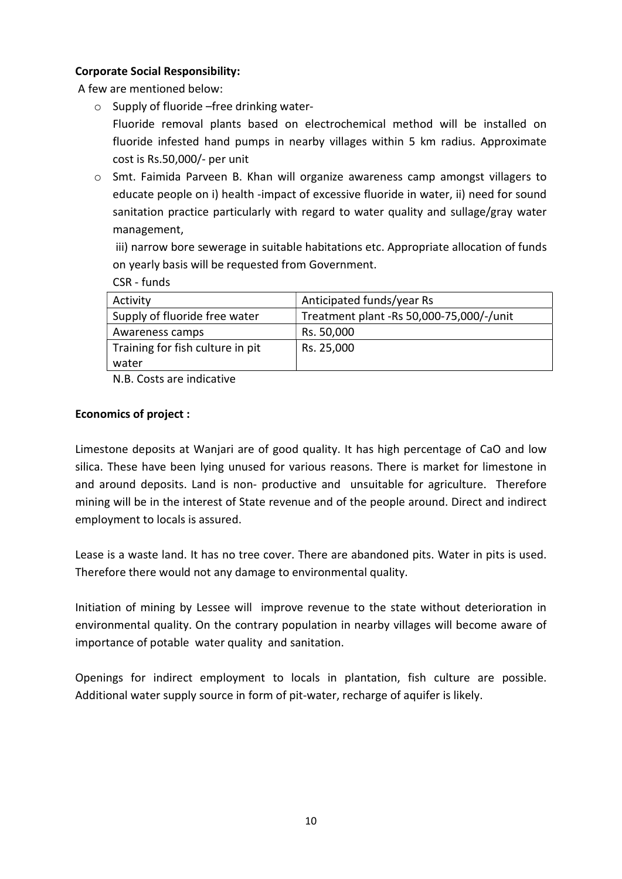**Corporate Social Responsibility:**

A few are mentioned below:

- Supply of fluoride –free drinking water-

  Fluoride removal plants based on electrochemical method will be installed on fluoride infested hand pumps in nearby villages within 5 km radius. Approximate cost is Rs.50,000/- per unit

- Smt. Faimida Parveen B. Khan will organize awareness camp amongst villagers to educate people on i) health -impact of excessive fluoride in water, ii) need for sound sanitation practice particularly with regard to water quality and sullage/gray water management,

  iii) narrow bore sewerage in suitable habitations etc. Appropriate allocation of funds on yearly basis will be requested from Government.

  CSR - funds

| Activity | Anticipated funds/year Rs |
|---|---|
| Supply of fluoride free water | Treatment plant -Rs 50,000-75,000/-/unit |
| Awareness camps | Rs. 50,000 |
| Training for fish culture in pit water | Rs. 25,000 |

N.B. Costs are indicative

**Economics of project :**

Limestone deposits at Wanjari are of good quality. It has high percentage of CaO and low silica. These have been lying unused for various reasons. There is market for limestone in and around deposits. Land is non- productive and unsuitable for agriculture. Therefore mining will be in the interest of State revenue and of the people around. Direct and indirect employment to locals is assured.

Lease is a waste land. It has no tree cover. There are abandoned pits. Water in pits is used. Therefore there would not any damage to environmental quality.

Initiation of mining by Lessee will improve revenue to the state without deterioration in environmental quality. On the contrary population in nearby villages will become aware of importance of potable water quality and sanitation.

Openings for indirect employment to locals in plantation, fish culture are possible. Additional water supply source in form of pit-water, recharge of aquifer is likely.